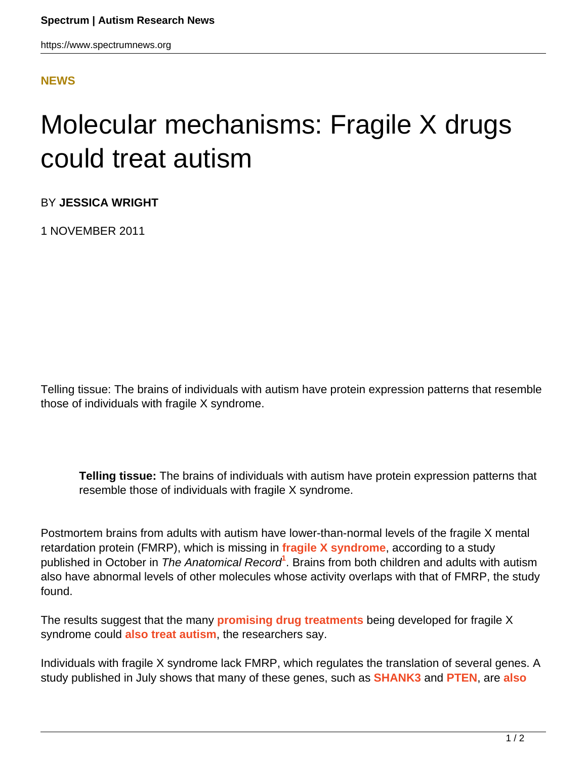**NEWS**

# Molecular mechanisms: Fragile X drugs could treat autism

BY **JESSICA WRIGHT**

1 NOVEMBER 2011

Telling tissue: The brains of individuals with autism have protein expression patterns that resemble those of individuals with fragile X syndrome.

**Telling tissue:** The brains of individuals with autism have protein expression patterns that resemble those of individuals with fragile X syndrome.

Postmortem brains from adults with autism have lower-than-normal levels of the fragile X mental retardation protein (FMRP), which is missing in **fragile X syndrome**, according to a study published in October in *The Anatomical Record*[1]. Brains from both children and adults with autism also have abnormal levels of other molecules whose activity overlaps with that of FMRP, the study found.

The results suggest that the many **promising drug treatments** being developed for fragile X syndrome could **also treat autism**, the researchers say.

Individuals with fragile X syndrome lack FMRP, which regulates the translation of several genes. A study published in July shows that many of these genes, such as **SHANK3** and **PTEN**, are **also**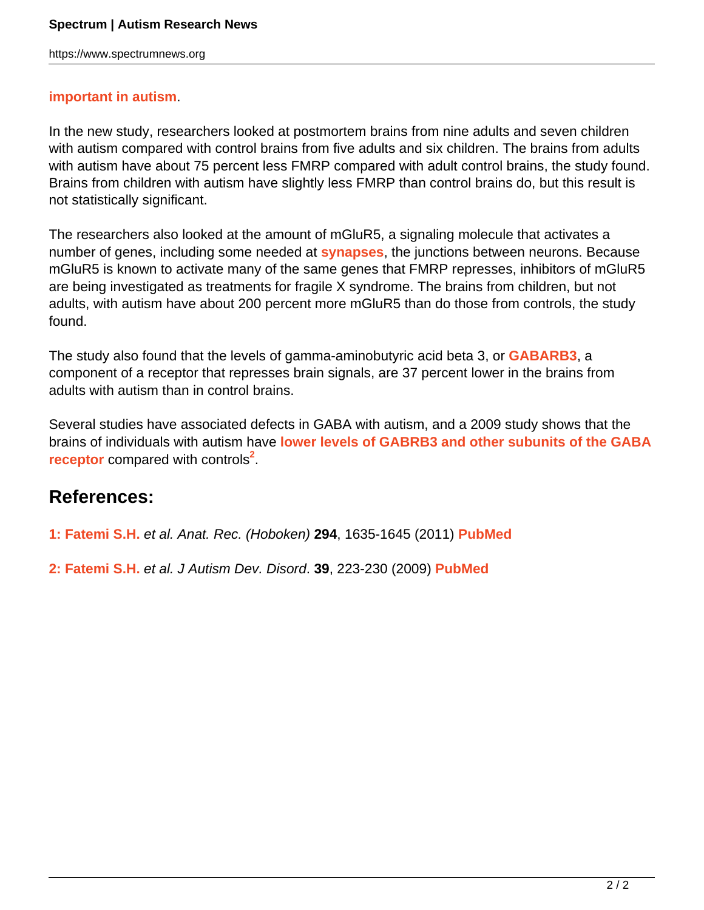**important in autism**.

In the new study, researchers looked at postmortem brains from nine adults and seven children with autism compared with control brains from five adults and six children. The brains from adults with autism have about 75 percent less FMRP compared with adult control brains, the study found. Brains from children with autism have slightly less FMRP than control brains do, but this result is not statistically significant.

The researchers also looked at the amount of mGluR5, a signaling molecule that activates a number of genes, including some needed at **synapses**, the junctions between neurons. Because mGluR5 is known to activate many of the same genes that FMRP represses, inhibitors of mGluR5 are being investigated as treatments for fragile X syndrome. The brains from children, but not adults, with autism have about 200 percent more mGluR5 than do those from controls, the study found.

The study also found that the levels of gamma-aminobutyric acid beta 3, or **GABARB3**, a component of a receptor that represses brain signals, are 37 percent lower in the brains from adults with autism than in control brains.

Several studies have associated defects in GABA with autism, and a 2009 study shows that the brains of individuals with autism have **lower levels of GABRB3 and other subunits of the GABA receptor** compared with controls[2].

## References:

**1: Fatemi S.H.** *et al. Anat. Rec. (Hoboken)* **294**, 1635-1645 (2011) **PubMed**

**2: Fatemi S.H.** *et al. J Autism Dev. Disord*. **39**, 223-230 (2009) **PubMed**